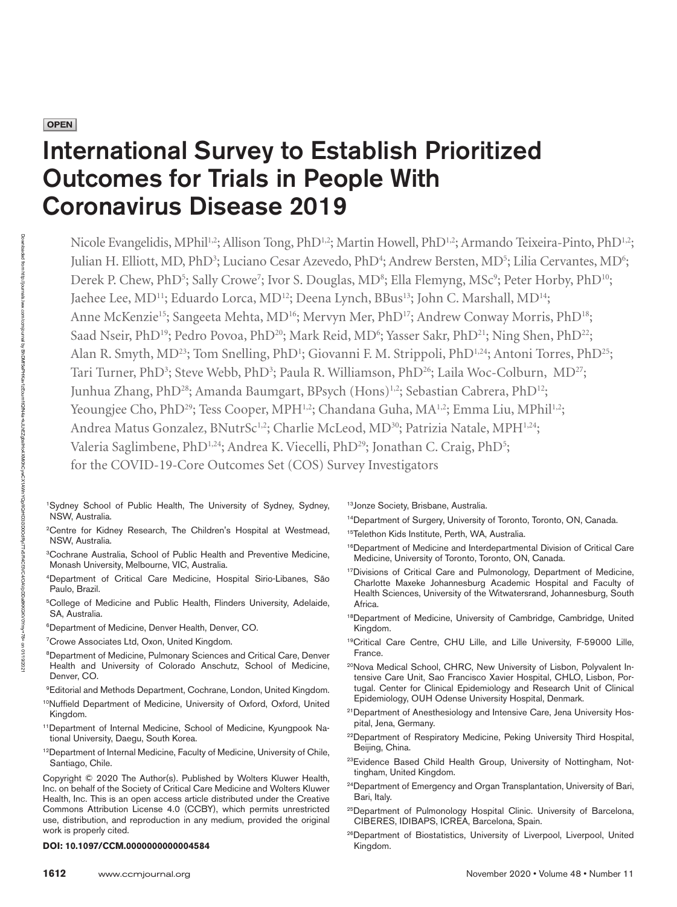**OPEN**

# International Survey to Establish Prioritized Outcomes for Trials in People With Coronavirus Disease 2019

Nicole Evangelidis, MPhil[1,2]; Allison Tong, PhD[1,2]; Martin Howell, PhD[1,2]; Armando Teixeira-Pinto, PhD[1,2]; Julian H. Elliott, MD, PhD[3]; Luciano Cesar Azevedo, PhD[4]; Andrew Bersten, MD[5]; Lilia Cervantes, MD[6]; Derek P. Chew, PhD[5]; Sally Crowe[7]; Ivor S. Douglas, MD[8]; Ella Flemyng, MSc[9]; Peter Horby, PhD[10]; Jaehee Lee, MD[11]; Eduardo Lorca, MD[12]; Deena Lynch, BBus[13]; John C. Marshall, MD[14]; Anne McKenzie[15]; Sangeeta Mehta, MD[16]; Mervyn Mer, PhD[17]; Andrew Conway Morris, PhD[18]; Saad Nseir, PhD[19]; Pedro Povoa, PhD[20]; Mark Reid, MD[6]; Yasser Sakr, PhD[21]; Ning Shen, PhD[22]; Alan R. Smyth, MD[23]; Tom Snelling, PhD[1]; Giovanni F. M. Strippoli, PhD[1,24]; Antoni Torres, PhD[25]; Tari Turner, PhD[3]; Steve Webb, PhD[3]; Paula R. Williamson, PhD[26]; Laila Woc-Colburn, MD[27]; Junhua Zhang, PhD[28]; Amanda Baumgart, BPsych (Hons)[1,2]; Sebastian Cabrera, PhD[12]; Yeoungjee Cho, PhD[29]; Tess Cooper, MPH[1,2]; Chandana Guha, MA[1,2]; Emma Liu, MPhil[1,2]; Andrea Matus Gonzalez, BNutrSc[1,2]; Charlie McLeod, MD[30]; Patrizia Natale, MPH[1,24]; Valeria Saglimbene, PhD[1,24]; Andrea K. Viecelli, PhD[29]; Jonathan C. Craig, PhD[5]; for the COVID-19-Core Outcomes Set (COS) Survey Investigators

[1]Sydney School of Public Health, The University of Sydney, Sydney, NSW, Australia.

[2]Centre for Kidney Research, The Children's Hospital at Westmead, NSW, Australia.

[3]Cochrane Australia, School of Public Health and Preventive Medicine, Monash University, Melbourne, VIC, Australia.

[4]Department of Critical Care Medicine, Hospital Sirio-Libanes, São Paulo, Brazil.

[5]College of Medicine and Public Health, Flinders University, Adelaide, SA, Australia.

[6]Department of Medicine, Denver Health, Denver, CO.

[7]Crowe Associates Ltd, Oxon, United Kingdom.

[8]Department of Medicine, Pulmonary Sciences and Critical Care, Denver Health and University of Colorado Anschutz, School of Medicine, Denver, CO.

[9]Editorial and Methods Department, Cochrane, London, United Kingdom.

[10]Nuffield Department of Medicine, University of Oxford, Oxford, United Kingdom.

[11]Department of Internal Medicine, School of Medicine, Kyungpook National University, Daegu, South Korea.

[12]Department of Internal Medicine, Faculty of Medicine, University of Chile, Santiago, Chile.

[13]Jonze Society, Brisbane, Australia.

[14]Department of Surgery, University of Toronto, Toronto, ON, Canada.

[15]Telethon Kids Institute, Perth, WA, Australia.

[16]Department of Medicine and Interdepartmental Division of Critical Care Medicine, University of Toronto, Toronto, ON, Canada.

[17]Divisions of Critical Care and Pulmonology, Department of Medicine, Charlotte Maxeke Johannesburg Academic Hospital and Faculty of Health Sciences, University of the Witwatersrand, Johannesburg, South Africa.

[18]Department of Medicine, University of Cambridge, Cambridge, United Kingdom.

[19]Critical Care Centre, CHU Lille, and Lille University, F-59000 Lille, France.

[20]Nova Medical School, CHRC, New University of Lisbon, Polyvalent Intensive Care Unit, Sao Francisco Xavier Hospital, CHLO, Lisbon, Portugal. Center for Clinical Epidemiology and Research Unit of Clinical Epidemiology, OUH Odense University Hospital, Denmark.

[21]Department of Anesthesiology and Intensive Care, Jena University Hospital, Jena, Germany.

[22]Department of Respiratory Medicine, Peking University Third Hospital, Beijing, China.

[23]Evidence Based Child Health Group, University of Nottingham, Nottingham, United Kingdom.

[24]Department of Emergency and Organ Transplantation, University of Bari, Bari, Italy.

[25]Department of Pulmonology Hospital Clinic. University of Barcelona, CIBERES, IDIBAPS, ICREA, Barcelona, Spain.

[26]Department of Biostatistics, University of Liverpool, Liverpool, United Kingdom.

Copyright © 2020 The Author(s). Published by Wolters Kluwer Health, Inc. on behalf of the Society of Critical Care Medicine and Wolters Kluwer Health, Inc. This is an open access article distributed under the Creative Commons Attribution License 4.0 (CCBY), which permits unrestricted use, distribution, and reproduction in any medium, provided the original work is properly cited.

**DOI: 10.1097/CCM.0000000000004584**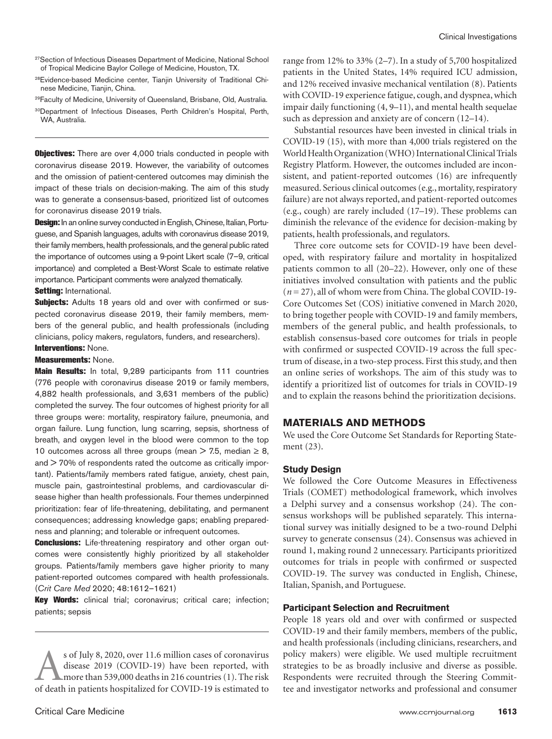[27]Section of Infectious Diseases Department of Medicine, National School of Tropical Medicine Baylor College of Medicine, Houston, TX.

[28]Evidence-based Medicine center, Tianjin University of Traditional Chinese Medicine, Tianjin, China.

[29]Faculty of Medicine, University of Queensland, Brisbane, Qld, Australia.

[30]Department of Infectious Diseases, Perth Children's Hospital, Perth, WA, Australia.

**Objectives:** There are over 4,000 trials conducted in people with coronavirus disease 2019. However, the variability of outcomes and the omission of patient-centered outcomes may diminish the impact of these trials on decision-making. The aim of this study was to generate a consensus-based, prioritized list of outcomes for coronavirus disease 2019 trials.

**Design:** In an online survey conducted in English, Chinese, Italian, Portuguese, and Spanish languages, adults with coronavirus disease 2019, their family members, health professionals, and the general public rated the importance of outcomes using a 9-point Likert scale (7–9, critical importance) and completed a Best-Worst Scale to estimate relative importance. Participant comments were analyzed thematically.

**Setting:** International.

**Subjects:** Adults 18 years old and over with confirmed or suspected coronavirus disease 2019, their family members, members of the general public, and health professionals (including clinicians, policy makers, regulators, funders, and researchers).

**Interventions:** None.

**Measurements:** None.

**Main Results:** In total, 9,289 participants from 111 countries (776 people with coronavirus disease 2019 or family members, 4,882 health professionals, and 3,631 members of the public) completed the survey. The four outcomes of highest priority for all three groups were: mortality, respiratory failure, pneumonia, and organ failure. Lung function, lung scarring, sepsis, shortness of breath, and oxygen level in the blood were common to the top 10 outcomes across all three groups (mean > 7.5, median ≥ 8, and > 70% of respondents rated the outcome as critically important). Patients/family members rated fatigue, anxiety, chest pain, muscle pain, gastrointestinal problems, and cardiovascular disease higher than health professionals. Four themes underpinned prioritization: fear of life-threatening, debilitating, and permanent consequences; addressing knowledge gaps; enabling preparedness and planning; and tolerable or infrequent outcomes.

**Conclusions:** Life-threatening respiratory and other organ outcomes were consistently highly prioritized by all stakeholder groups. Patients/family members gave higher priority to many patient-reported outcomes compared with health professionals. (*Crit Care Med* 2020; 48:1612–1621)

**Key Words:** clinical trial; coronavirus; critical care; infection; patients; sepsis

As of July 8, 2020, over 11.6 million cases of coronavirus disease 2019 (COVID-19) have been reported, with more than 539,000 deaths in 216 countries (1). The risk of death in patients hospitalized for COVID-19 is estimated to range from 12% to 33% (2–7). In a study of 5,700 hospitalized patients in the United States, 14% required ICU admission, and 12% received invasive mechanical ventilation (8). Patients with COVID-19 experience fatigue, cough, and dyspnea, which impair daily functioning (4, 9–11), and mental health sequelae such as depression and anxiety are of concern (12–14).

Substantial resources have been invested in clinical trials in COVID-19 (15), with more than 4,000 trials registered on the World Health Organization (WHO) International Clinical Trials Registry Platform. However, the outcomes included are inconsistent, and patient-reported outcomes (16) are infrequently measured. Serious clinical outcomes (e.g., mortality, respiratory failure) are not always reported, and patient-reported outcomes (e.g., cough) are rarely included (17–19). These problems can diminish the relevance of the evidence for decision-making by patients, health professionals, and regulators.

Three core outcome sets for COVID-19 have been developed, with respiratory failure and mortality in hospitalized patients common to all (20–22). However, only one of these initiatives involved consultation with patients and the public ($n = 27$), all of whom were from China. The global COVID-19-Core Outcomes Set (COS) initiative convened in March 2020, to bring together people with COVID-19 and family members, members of the general public, and health professionals, to establish consensus-based core outcomes for trials in people with confirmed or suspected COVID-19 across the full spectrum of disease, in a two-step process. First this study, and then an online series of workshops. The aim of this study was to identify a prioritized list of outcomes for trials in COVID-19 and to explain the reasons behind the prioritization decisions.

## MATERIALS AND METHODS

We used the Core Outcome Set Standards for Reporting Statement (23).

### Study Design

We followed the Core Outcome Measures in Effectiveness Trials (COMET) methodological framework, which involves a Delphi survey and a consensus workshop (24). The consensus workshops will be published separately. This international survey was initially designed to be a two-round Delphi survey to generate consensus (24). Consensus was achieved in round 1, making round 2 unnecessary. Participants prioritized outcomes for trials in people with confirmed or suspected COVID-19. The survey was conducted in English, Chinese, Italian, Spanish, and Portuguese.

### Participant Selection and Recruitment

People 18 years old and over with confirmed or suspected COVID-19 and their family members, members of the public, and health professionals (including clinicians, researchers, and policy makers) were eligible. We used multiple recruitment strategies to be as broadly inclusive and diverse as possible. Respondents were recruited through the Steering Committee and investigator networks and professional and consumer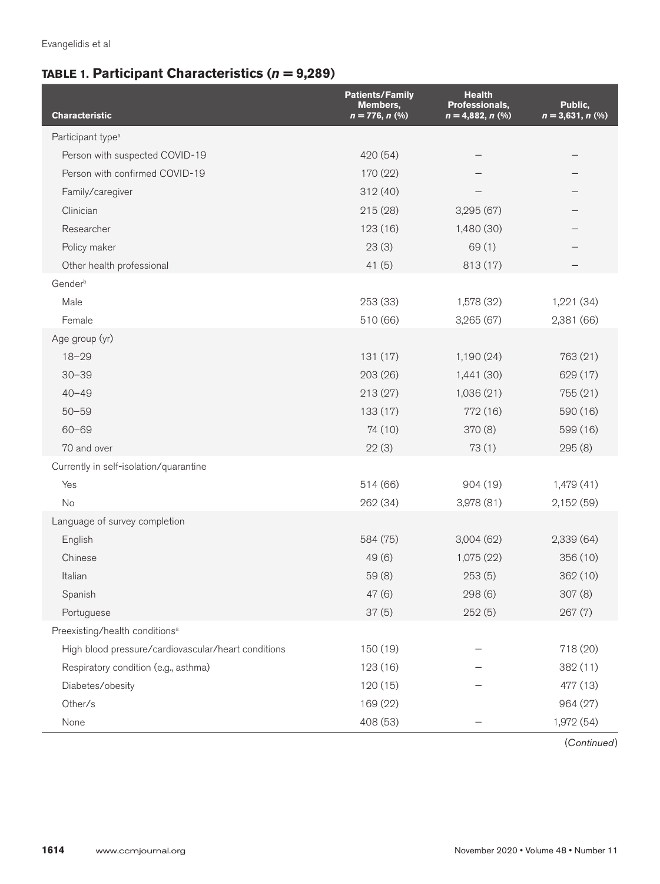**TABLE 1. Participant Characteristics ($n = 9,289$)**

| Characteristic | Patients/Family Members, $n = 776$, n (%) | Health Professionals, $n = 4,882$, n (%) | Public, $n = 3,631$, n (%) |
|---|---|---|---|
| Participant type[a] | | | |
| Person with suspected COVID-19 | 420 (54) | – | – |
| Person with confirmed COVID-19 | 170 (22) | – | – |
| Family/caregiver | 312 (40) | – | – |
| Clinician | 215 (28) | 3,295 (67) | – |
| Researcher | 123 (16) | 1,480 (30) | – |
| Policy maker | 23 (3) | 69 (1) | – |
| Other health professional | 41 (5) | 813 (17) | – |
| Gender[b] | | | |
| Male | 253 (33) | 1,578 (32) | 1,221 (34) |
| Female | 510 (66) | 3,265 (67) | 2,381 (66) |
| Age group (yr) | | | |
| 18–29 | 131 (17) | 1,190 (24) | 763 (21) |
| 30–39 | 203 (26) | 1,441 (30) | 629 (17) |
| 40–49 | 213 (27) | 1,036 (21) | 755 (21) |
| 50–59 | 133 (17) | 772 (16) | 590 (16) |
| 60–69 | 74 (10) | 370 (8) | 599 (16) |
| 70 and over | 22 (3) | 73 (1) | 295 (8) |
| Currently in self-isolation/quarantine | | | |
| Yes | 514 (66) | 904 (19) | 1,479 (41) |
| No | 262 (34) | 3,978 (81) | 2,152 (59) |
| Language of survey completion | | | |
| English | 584 (75) | 3,004 (62) | 2,339 (64) |
| Chinese | 49 (6) | 1,075 (22) | 356 (10) |
| Italian | 59 (8) | 253 (5) | 362 (10) |
| Spanish | 47 (6) | 298 (6) | 307 (8) |
| Portuguese | 37 (5) | 252 (5) | 267 (7) |
| Preexisting/health conditions[a] | | | |
| High blood pressure/cardiovascular/heart conditions | 150 (19) | – | 718 (20) |
| Respiratory condition (e.g., asthma) | 123 (16) | – | 382 (11) |
| Diabetes/obesity | 120 (15) | – | 477 (13) |
| Other/s | 169 (22) | | 964 (27) |
| None | 408 (53) | – | 1,972 (54) |

(*Continued*)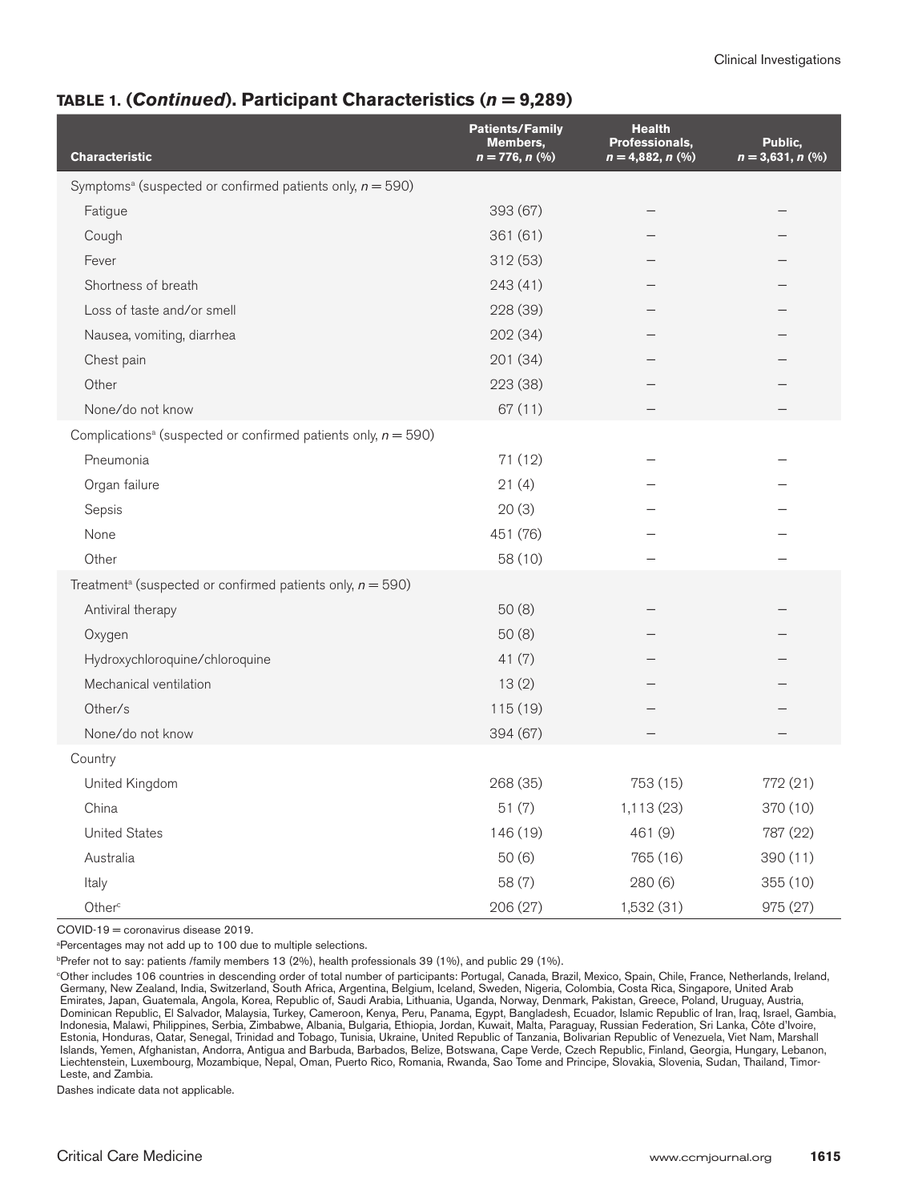**TABLE 1. (*Continued*). Participant Characteristics ($n = 9,289$)**

| Characteristic | Patients/Family Members, $n = 776$, $n$ (%) | Health Professionals, $n = 4,882$, $n$ (%) | Public, $n = 3,631$, $n$ (%) |
|---|---|---|---|
| Symptoms[a] (suspected or confirmed patients only, $n = 590$) | | | |
| Fatigue | 393 (67) | – | – |
| Cough | 361 (61) | – | – |
| Fever | 312 (53) | – | – |
| Shortness of breath | 243 (41) | – | – |
| Loss of taste and/or smell | 228 (39) | – | – |
| Nausea, vomiting, diarrhea | 202 (34) | – | – |
| Chest pain | 201 (34) | – | – |
| Other | 223 (38) | – | – |
| None/do not know | 67 (11) | – | – |
| Complications[a] (suspected or confirmed patients only, $n = 590$) | | | |
| Pneumonia | 71 (12) | – | – |
| Organ failure | 21 (4) | – | – |
| Sepsis | 20 (3) | – | – |
| None | 451 (76) | – | – |
| Other | 58 (10) | – | – |
| Treatment[a] (suspected or confirmed patients only, $n = 590$) | | | |
| Antiviral therapy | 50 (8) | – | – |
| Oxygen | 50 (8) | – | – |
| Hydroxychloroquine/chloroquine | 41 (7) | – | – |
| Mechanical ventilation | 13 (2) | – | – |
| Other/s | 115 (19) | – | – |
| None/do not know | 394 (67) | – | – |
| Country | | | |
| United Kingdom | 268 (35) | 753 (15) | 772 (21) |
| China | 51 (7) | 1,113 (23) | 370 (10) |
| United States | 146 (19) | 461 (9) | 787 (22) |
| Australia | 50 (6) | 765 (16) | 390 (11) |
| Italy | 58 (7) | 280 (6) | 355 (10) |
| Other[c] | 206 (27) | 1,532 (31) | 975 (27) |

COVID-19 = coronavirus disease 2019.

[a]Percentages may not add up to 100 due to multiple selections.

[b]Prefer not to say: patients /family members 13 (2%), health professionals 39 (1%), and public 29 (1%).

[c]Other includes 106 countries in descending order of total number of participants: Portugal, Canada, Brazil, Mexico, Spain, Chile, France, Netherlands, Ireland, Germany, New Zealand, India, Switzerland, South Africa, Argentina, Belgium, Iceland, Sweden, Nigeria, Colombia, Costa Rica, Singapore, United Arab Emirates, Japan, Guatemala, Angola, Korea, Republic of, Saudi Arabia, Lithuania, Uganda, Norway, Denmark, Pakistan, Greece, Poland, Uruguay, Austria, Dominican Republic, El Salvador, Malaysia, Turkey, Cameroon, Kenya, Peru, Panama, Egypt, Bangladesh, Ecuador, Islamic Republic of Iran, Iraq, Israel, Gambia, Indonesia, Malawi, Philippines, Serbia, Zimbabwe, Albania, Bulgaria, Ethiopia, Jordan, Kuwait, Malta, Paraguay, Russian Federation, Sri Lanka, Côte d'Ivoire, Estonia, Honduras, Qatar, Senegal, Trinidad and Tobago, Tunisia, Ukraine, United Republic of Tanzania, Bolivarian Republic of Venezuela, Viet Nam, Marshall Islands, Yemen, Afghanistan, Andorra, Antigua and Barbuda, Barbados, Belize, Botswana, Cape Verde, Czech Republic, Finland, Georgia, Hungary, Lebanon, Liechtenstein, Luxembourg, Mozambique, Nepal, Oman, Puerto Rico, Romania, Rwanda, Sao Tome and Principe, Slovakia, Slovenia, Sudan, Thailand, Timor-Leste, and Zambia.

Dashes indicate data not applicable.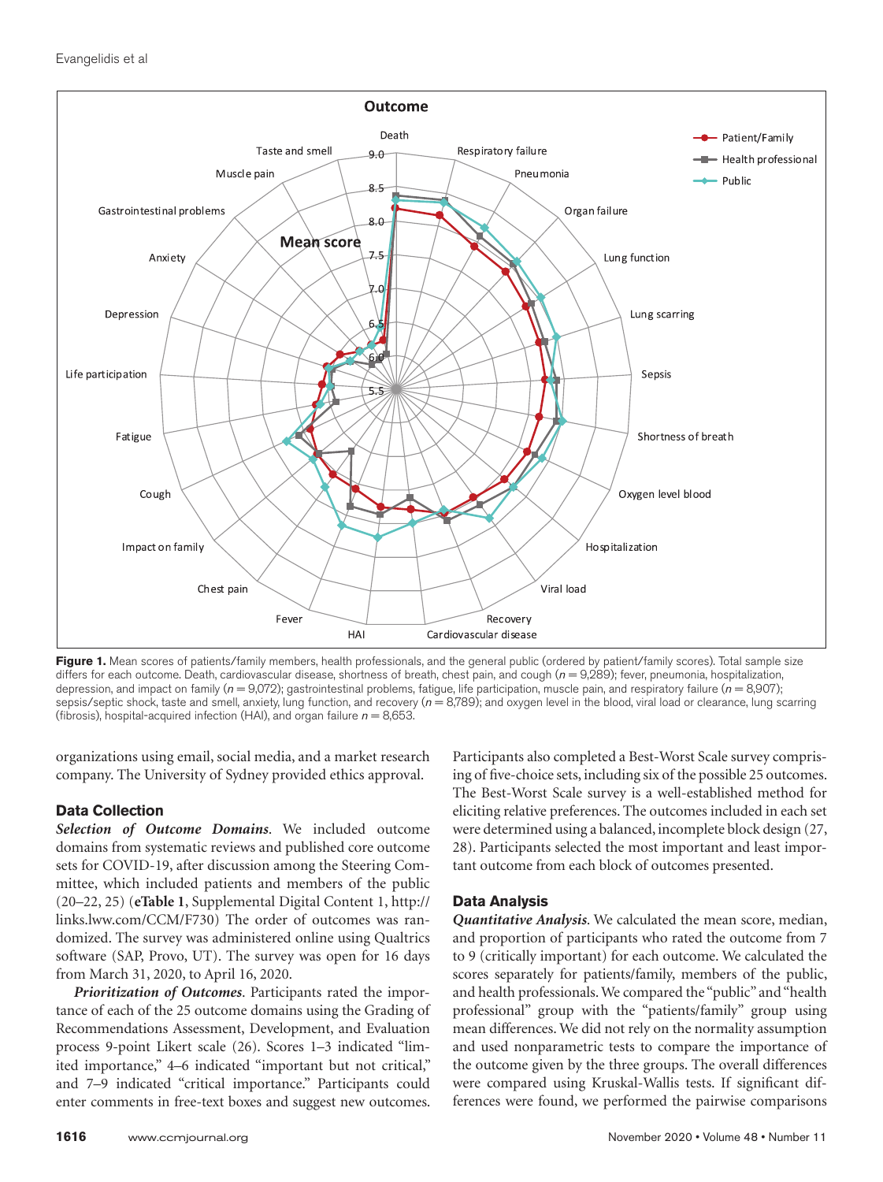**Figure 1.** Mean scores of patients/family members, health professionals, and the general public (ordered by patient/family scores). Total sample size differs for each outcome. Death, cardiovascular disease, shortness of breath, chest pain, and cough ($n = 9{,}289$); fever, pneumonia, hospitalization, depression, and impact on family ($n = 9{,}072$); gastrointestinal problems, fatigue, life participation, muscle pain, and respiratory failure ($n = 8{,}907$); sepsis/septic shock, taste and smell, anxiety, lung function, and recovery ($n = 8{,}789$); and oxygen level in the blood, viral load or clearance, lung scarring (fibrosis), hospital-acquired infection (HAI), and organ failure $n = 8{,}653$.

organizations using email, social media, and a market research company. The University of Sydney provided ethics approval.

### Data Collection

***Selection of Outcome Domains***. We included outcome domains from systematic reviews and published core outcome sets for COVID-19, after discussion among the Steering Committee, which included patients and members of the public (20–22, 25) (**eTable 1**, Supplemental Digital Content 1, http://links.lww.com/CCM/F730) The order of outcomes was randomized. The survey was administered online using Qualtrics software (SAP, Provo, UT). The survey was open for 16 days from March 31, 2020, to April 16, 2020.

***Prioritization of Outcomes***. Participants rated the importance of each of the 25 outcome domains using the Grading of Recommendations Assessment, Development, and Evaluation process 9-point Likert scale (26). Scores 1–3 indicated "limited importance," 4–6 indicated "important but not critical," and 7–9 indicated "critical importance." Participants could enter comments in free-text boxes and suggest new outcomes. Participants also completed a Best-Worst Scale survey comprising of five-choice sets, including six of the possible 25 outcomes. The Best-Worst Scale survey is a well-established method for eliciting relative preferences. The outcomes included in each set were determined using a balanced, incomplete block design (27, 28). Participants selected the most important and least important outcome from each block of outcomes presented.

### Data Analysis

***Quantitative Analysis***. We calculated the mean score, median, and proportion of participants who rated the outcome from 7 to 9 (critically important) for each outcome. We calculated the scores separately for patients/family, members of the public, and health professionals. We compared the "public" and "health professional" group with the "patients/family" group using mean differences. We did not rely on the normality assumption and used nonparametric tests to compare the importance of the outcome given by the three groups. The overall differences were compared using Kruskal-Wallis tests. If significant differences were found, we performed the pairwise comparisons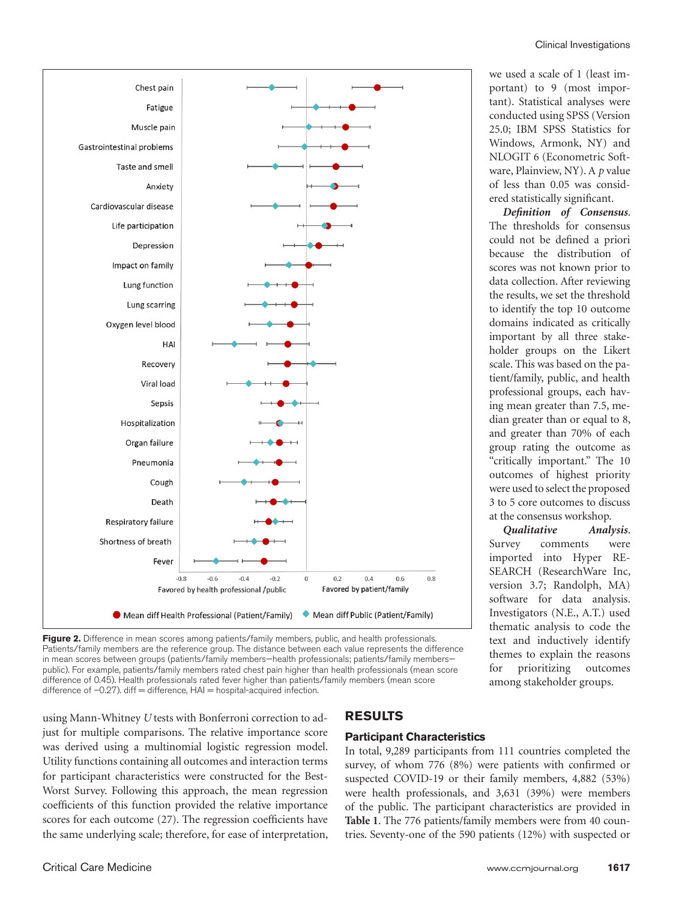Figure 2. Difference in mean scores among patients/family members, public, and health professionals. Patients/family members are the reference group. The distance between each value represents the difference in mean scores between groups (patients/family members—health professionals; patients/family members—public). For example, patients/family members rated chest pain higher than health professionals (mean score difference of 0.45). Health professionals rated fever higher than patients/family members (mean score difference of −0.27). diff = difference, HAI = hospital-acquired infection.

using Mann-Whitney *U* tests with Bonferroni correction to adjust for multiple comparisons. The relative importance score was derived using a multinomial logistic regression model. Utility functions containing all outcomes and interaction terms for participant characteristics were constructed for the Best-Worst Survey. Following this approach, the mean regression coefficients of this function provided the relative importance scores for each outcome (27). The regression coefficients have the same underlying scale; therefore, for ease of interpretation, we used a scale of 1 (least important) to 9 (most important). Statistical analyses were conducted using SPSS (Version 25.0; IBM SPSS Statistics for Windows, Armonk, NY) and NLOGIT 6 (Econometric Software, Plainview, NY). A *p* value of less than 0.05 was considered statistically significant.

***Definition of Consensus.*** The thresholds for consensus could not be defined a priori because the distribution of scores was not known prior to data collection. After reviewing the results, we set the threshold to identify the top 10 outcome domains indicated as critically important by all three stakeholder groups on the Likert scale. This was based on the patient/family, public, and health professional groups, each having mean greater than 7.5, median greater than or equal to 8, and greater than 70% of each group rating the outcome as "critically important." The 10 outcomes of highest priority were used to select the proposed 3 to 5 core outcomes to discuss at the consensus workshop.

***Qualitative Analysis.*** Survey comments were imported into Hyper RESEARCH (ResearchWare Inc, version 3.7; Randolph, MA) software for data analysis. Investigators (N.E., A.T.) used the thematic analysis to code the text and inductively identify themes to explain the reasons for prioritizing outcomes among stakeholder groups.

## RESULTS

### Participant Characteristics

In total, 9,289 participants from 111 countries completed the survey, of whom 776 (8%) were patients with confirmed or suspected COVID-19 or their family members, 4,882 (53%) were health professionals, and 3,631 (39%) were members of the public. The participant characteristics are provided in **Table 1**. The 776 patients/family members were from 40 countries. Seventy-one of the 590 patients (12%) with suspected or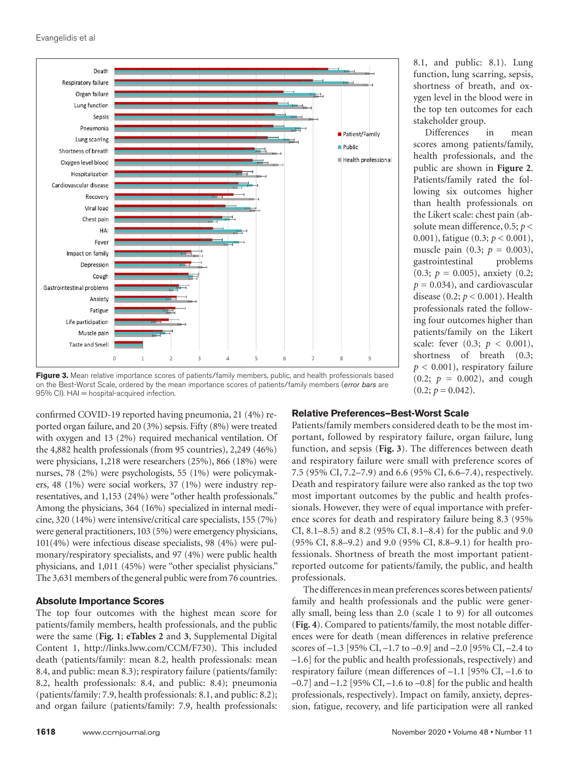Figure 3. Mean relative importance scores of patients/family members, public, and health professionals based on the Best-Worst Scale, ordered by the mean importance scores of patients/family members (*error bars* are 95% CI). HAI = hospital-acquired infection.

confirmed COVID-19 reported having pneumonia, 21 (4%) reported organ failure, and 20 (3%) sepsis. Fifty (8%) were treated with oxygen and 13 (2%) required mechanical ventilation. Of the 4,882 health professionals (from 95 countries), 2,249 (46%) were physicians, 1,218 were researchers (25%), 866 (18%) were nurses, 78 (2%) were psychologists, 55 (1%) were policymakers, 48 (1%) were social workers, 37 (1%) were industry representatives, and 1,153 (24%) were "other health professionals." Among the physicians, 364 (16%) specialized in internal medicine, 320 (14%) were intensive/critical care specialists, 155 (7%) were general practitioners, 103 (5%) were emergency physicians, 101(4%) were infectious disease specialists, 98 (4%) were pulmonary/respiratory specialists, and 97 (4%) were public health physicians, and 1,011 (45%) were "other specialist physicians." The 3,631 members of the general public were from 76 countries.

### Absolute Importance Scores

The top four outcomes with the highest mean score for patients/family members, health professionals, and the public were the same (**Fig. 1**; **eTables 2** and **3**, Supplemental Digital Content 1, http://links.lww.com/CCM/F730). This included death (patients/family: mean 8.2, health professionals: mean 8.4, and public: mean 8.3); respiratory failure (patients/family: 8.2, health professionals: 8.4, and public: 8.4); pneumonia (patients/family: 7.9, health professionals: 8.1, and public: 8.2); and organ failure (patients/family: 7.9, health professionals: 8.1, and public: 8.1). Lung function, lung scarring, sepsis, shortness of breath, and oxygen level in the blood were in the top ten outcomes for each stakeholder group.

Differences in mean scores among patients/family, health professionals, and the public are shown in **Figure 2**. Patients/family rated the following six outcomes higher than health professionals on the Likert scale: chest pain (absolute mean difference, 0.5; $p < 0.001$), fatigue (0.3; $p < 0.001$), muscle pain (0.3; $p = 0.003$), gastrointestinal problems (0.3; $p = 0.005$), anxiety (0.2; $p = 0.034$), and cardiovascular disease (0.2; $p < 0.001$). Health professionals rated the following four outcomes higher than patients/family on the Likert scale: fever (0.3; $p < 0.001$), shortness of breath (0.3; $p < 0.001$), respiratory failure (0.2; $p = 0.002$), and cough (0.2; $p = 0.042$).

### Relative Preferences–Best-Worst Scale

Patients/family members considered death to be the most important, followed by respiratory failure, organ failure, lung function, and sepsis (**Fig. 3**). The differences between death and respiratory failure were small with preference scores of 7.5 (95% CI, 7.2–7.9) and 6.6 (95% CI, 6.6–7.4), respectively. Death and respiratory failure were also ranked as the top two most important outcomes by the public and health professionals. However, they were of equal importance with preference scores for death and respiratory failure being 8.3 (95% CI, 8.1–8.5) and 8.2 (95% CI, 8.1–8.4) for the public and 9.0 (95% CI, 8.8–9.2) and 9.0 (95% CI, 8.8–9.1) for health professionals. Shortness of breath the most important patient-reported outcome for patients/family, the public, and health professionals.

The differences in mean preferences scores between patients/family and health professionals and the public were generally small, being less than 2.0 (scale 1 to 9) for all outcomes (**Fig. 4**). Compared to patients/family, the most notable differences were for death (mean differences in relative preference scores of –1.3 [95% CI, –1.7 to –0.9] and –2.0 [95% CI, –2.4 to –1.6] for the public and health professionals, respectively) and respiratory failure (mean differences of –1.1 [95% CI, –1.6 to –0.7] and –1.2 [95% CI, –1.6 to –0.8] for the public and health professionals, respectively). Impact on family, anxiety, depression, fatigue, recovery, and life participation were all ranked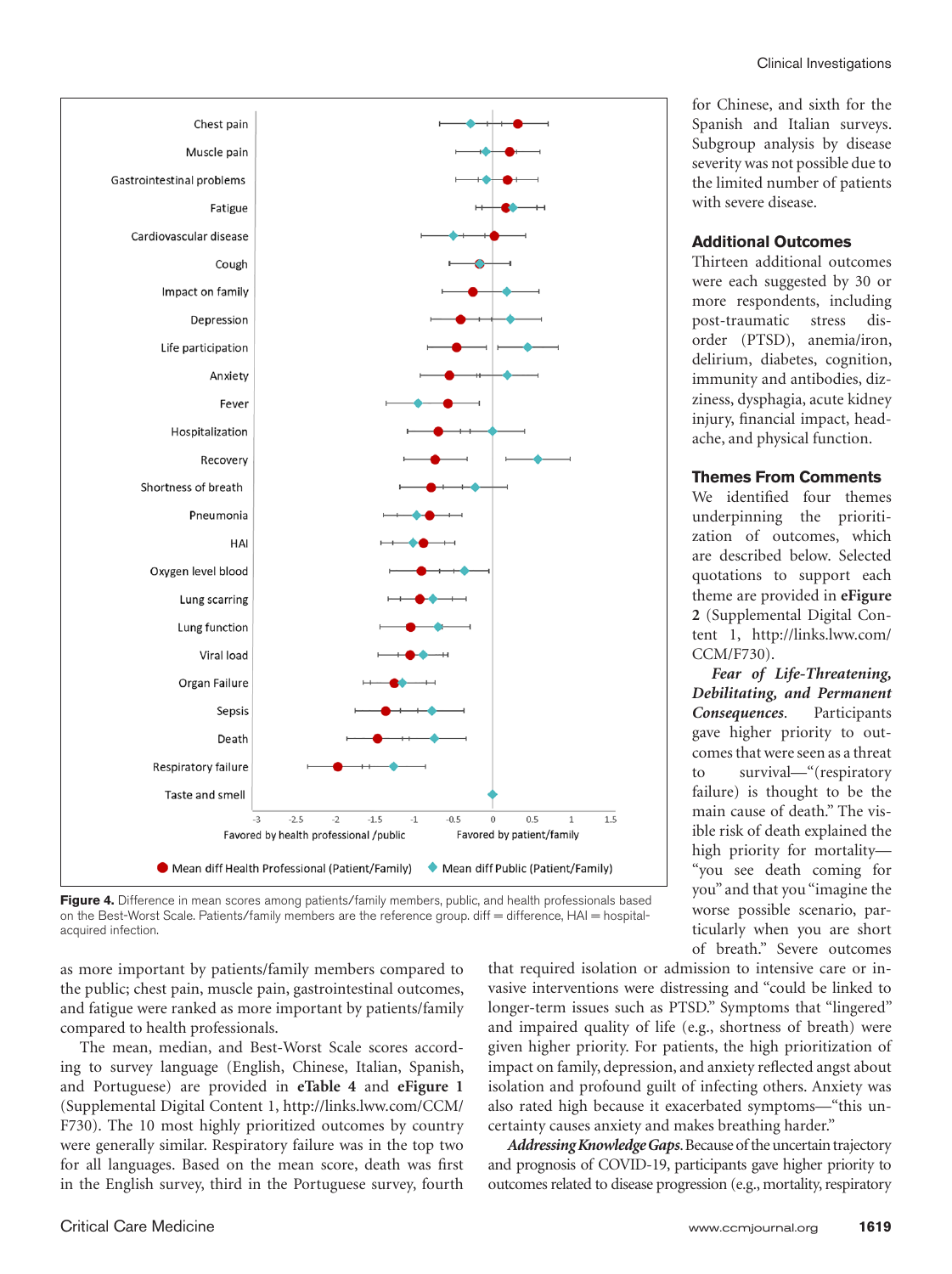Figure 4. Difference in mean scores among patients/family members, public, and health professionals based on the Best-Worst Scale. Patients/family members are the reference group. diff = difference, HAI = hospital-acquired infection.

as more important by patients/family members compared to the public; chest pain, muscle pain, gastrointestinal outcomes, and fatigue were ranked as more important by patients/family compared to health professionals.

The mean, median, and Best-Worst Scale scores according to survey language (English, Chinese, Italian, Spanish, and Portuguese) are provided in **eTable 4** and **eFigure 1** (Supplemental Digital Content 1, http://links.lww.com/CCM/F730). The 10 most highly prioritized outcomes by country were generally similar. Respiratory failure was in the top two for all languages. Based on the mean score, death was first in the English survey, third in the Portuguese survey, fourth for Chinese, and sixth for the Spanish and Italian surveys. Subgroup analysis by disease severity was not possible due to the limited number of patients with severe disease.

## Additional Outcomes

Thirteen additional outcomes were each suggested by 30 or more respondents, including post-traumatic stress disorder (PTSD), anemia/iron, delirium, diabetes, cognition, immunity and antibodies, dizziness, dysphagia, acute kidney injury, financial impact, headache, and physical function.

## Themes From Comments

We identified four themes underpinning the prioritization of outcomes, which are described below. Selected quotations to support each theme are provided in **eFigure 2** (Supplemental Digital Content 1, http://links.lww.com/CCM/F730).

***Fear of Life-Threatening, Debilitating, and Permanent Consequences.*** Participants gave higher priority to outcomes that were seen as a threat to survival—"(respiratory failure) is thought to be the main cause of death." The visible risk of death explained the high priority for mortality—"you see death coming for you" and that you "imagine the worse possible scenario, particularly when you are short of breath." Severe outcomes that required isolation or admission to intensive care or invasive interventions were distressing and "could be linked to longer-term issues such as PTSD." Symptoms that "lingered" and impaired quality of life (e.g., shortness of breath) were given higher priority. For patients, the high prioritization of impact on family, depression, and anxiety reflected angst about isolation and profound guilt of infecting others. Anxiety was also rated high because it exacerbated symptoms—"this uncertainty causes anxiety and makes breathing harder."

***Addressing Knowledge Gaps.*** Because of the uncertain trajectory and prognosis of COVID-19, participants gave higher priority to outcomes related to disease progression (e.g., mortality, respiratory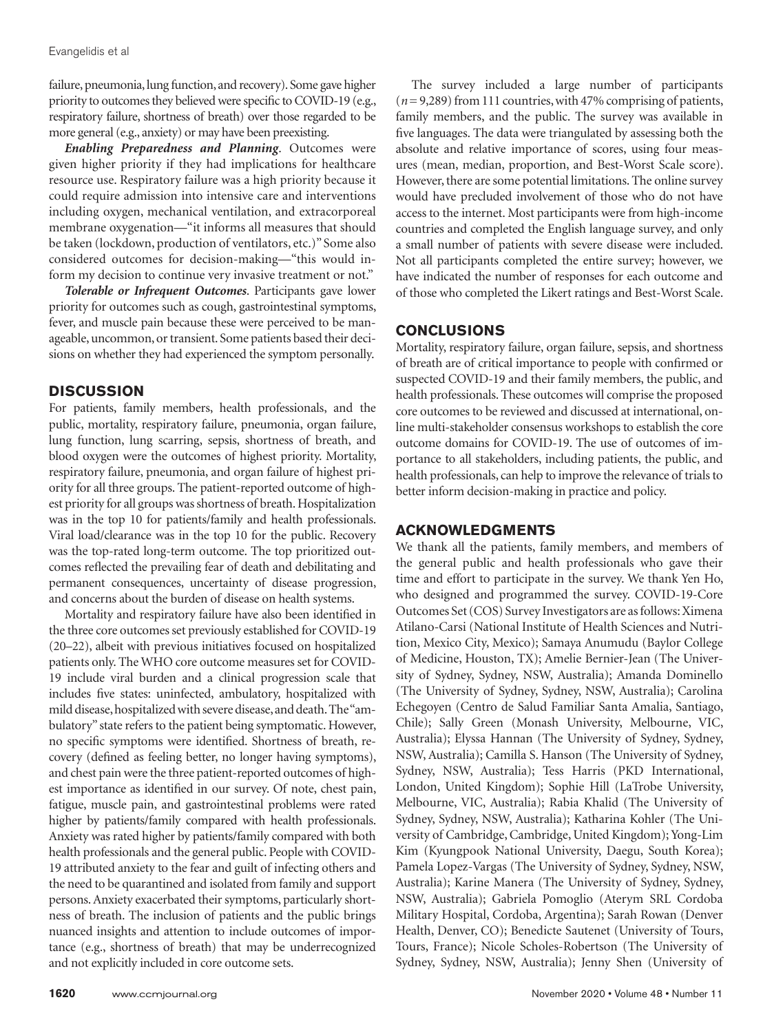failure, pneumonia, lung function, and recovery). Some gave higher priority to outcomes they believed were specific to COVID-19 (e.g., respiratory failure, shortness of breath) over those regarded to be more general (e.g., anxiety) or may have been preexisting.

***Enabling Preparedness and Planning***. Outcomes were given higher priority if they had implications for healthcare resource use. Respiratory failure was a high priority because it could require admission into intensive care and interventions including oxygen, mechanical ventilation, and extracorporeal membrane oxygenation—"it informs all measures that should be taken (lockdown, production of ventilators, etc.)" Some also considered outcomes for decision-making—"this would inform my decision to continue very invasive treatment or not."

***Tolerable or Infrequent Outcomes***. Participants gave lower priority for outcomes such as cough, gastrointestinal symptoms, fever, and muscle pain because these were perceived to be manageable, uncommon, or transient. Some patients based their decisions on whether they had experienced the symptom personally.

## DISCUSSION

For patients, family members, health professionals, and the public, mortality, respiratory failure, pneumonia, organ failure, lung function, lung scarring, sepsis, shortness of breath, and blood oxygen were the outcomes of highest priority. Mortality, respiratory failure, pneumonia, and organ failure of highest priority for all three groups. The patient-reported outcome of highest priority for all groups was shortness of breath. Hospitalization was in the top 10 for patients/family and health professionals. Viral load/clearance was in the top 10 for the public. Recovery was the top-rated long-term outcome. The top prioritized outcomes reflected the prevailing fear of death and debilitating and permanent consequences, uncertainty of disease progression, and concerns about the burden of disease on health systems.

Mortality and respiratory failure have also been identified in the three core outcomes set previously established for COVID-19 (20–22), albeit with previous initiatives focused on hospitalized patients only. The WHO core outcome measures set for COVID-19 include viral burden and a clinical progression scale that includes five states: uninfected, ambulatory, hospitalized with mild disease, hospitalized with severe disease, and death. The "ambulatory" state refers to the patient being symptomatic. However, no specific symptoms were identified. Shortness of breath, recovery (defined as feeling better, no longer having symptoms), and chest pain were the three patient-reported outcomes of highest importance as identified in our survey. Of note, chest pain, fatigue, muscle pain, and gastrointestinal problems were rated higher by patients/family compared with health professionals. Anxiety was rated higher by patients/family compared with both health professionals and the general public. People with COVID-19 attributed anxiety to the fear and guilt of infecting others and the need to be quarantined and isolated from family and support persons. Anxiety exacerbated their symptoms, particularly shortness of breath. The inclusion of patients and the public brings nuanced insights and attention to include outcomes of importance (e.g., shortness of breath) that may be underrecognized and not explicitly included in core outcome sets.

The survey included a large number of participants ($n = 9,289$) from 111 countries, with 47% comprising of patients, family members, and the public. The survey was available in five languages. The data were triangulated by assessing both the absolute and relative importance of scores, using four measures (mean, median, proportion, and Best-Worst Scale score). However, there are some potential limitations. The online survey would have precluded involvement of those who do not have access to the internet. Most participants were from high-income countries and completed the English language survey, and only a small number of patients with severe disease were included. Not all participants completed the entire survey; however, we have indicated the number of responses for each outcome and of those who completed the Likert ratings and Best-Worst Scale.

## CONCLUSIONS

Mortality, respiratory failure, organ failure, sepsis, and shortness of breath are of critical importance to people with confirmed or suspected COVID-19 and their family members, the public, and health professionals. These outcomes will comprise the proposed core outcomes to be reviewed and discussed at international, online multi-stakeholder consensus workshops to establish the core outcome domains for COVID-19. The use of outcomes of importance to all stakeholders, including patients, the public, and health professionals, can help to improve the relevance of trials to better inform decision-making in practice and policy.

## ACKNOWLEDGMENTS

We thank all the patients, family members, and members of the general public and health professionals who gave their time and effort to participate in the survey. We thank Yen Ho, who designed and programmed the survey. COVID-19-Core Outcomes Set (COS) Survey Investigators are as follows: Ximena Atilano-Carsi (National Institute of Health Sciences and Nutrition, Mexico City, Mexico); Samaya Anumudu (Baylor College of Medicine, Houston, TX); Amelie Bernier-Jean (The University of Sydney, Sydney, NSW, Australia); Amanda Dominello (The University of Sydney, Sydney, NSW, Australia); Carolina Echegoyen (Centro de Salud Familiar Santa Amalia, Santiago, Chile); Sally Green (Monash University, Melbourne, VIC, Australia); Elyssa Hannan (The University of Sydney, Sydney, NSW, Australia); Camilla S. Hanson (The University of Sydney, Sydney, NSW, Australia); Tess Harris (PKD International, London, United Kingdom); Sophie Hill (LaTrobe University, Melbourne, VIC, Australia); Rabia Khalid (The University of Sydney, Sydney, NSW, Australia); Katharina Kohler (The University of Cambridge, Cambridge, United Kingdom); Yong-Lim Kim (Kyungpook National University, Daegu, South Korea); Pamela Lopez-Vargas (The University of Sydney, Sydney, NSW, Australia); Karine Manera (The University of Sydney, Sydney, NSW, Australia); Gabriela Pomoglio (Aterym SRL Cordoba Military Hospital, Cordoba, Argentina); Sarah Rowan (Denver Health, Denver, CO); Benedicte Sautenet (University of Tours, Tours, France); Nicole Scholes-Robertson (The University of Sydney, Sydney, NSW, Australia); Jenny Shen (University of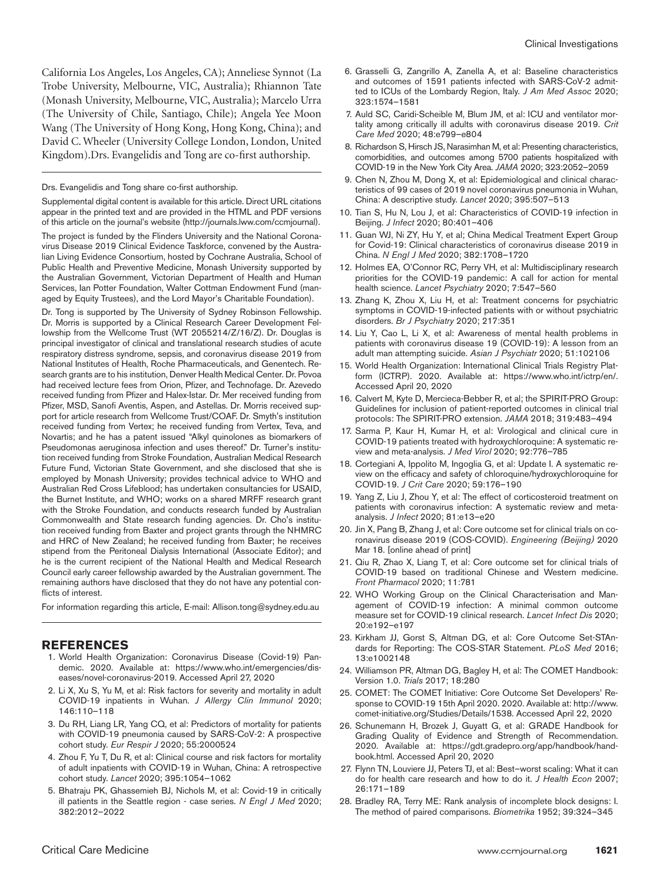California Los Angeles, Los Angeles, CA); Anneliese Synnot (La Trobe University, Melbourne, VIC, Australia); Rhiannon Tate (Monash University, Melbourne, VIC, Australia); Marcelo Urra (The University of Chile, Santiago, Chile); Angela Yee Moon Wang (The University of Hong Kong, Hong Kong, China); and David C. Wheeler (University College London, London, United Kingdom).Drs. Evangelidis and Tong are co-first authorship.

---

Drs. Evangelidis and Tong share co-first authorship.

Supplemental digital content is available for this article. Direct URL citations appear in the printed text and are provided in the HTML and PDF versions of this article on the journal's website (http://journals.lww.com/ccmjournal).

The project is funded by the Flinders University and the National Coronavirus Disease 2019 Clinical Evidence Taskforce, convened by the Australian Living Evidence Consortium, hosted by Cochrane Australia, School of Public Health and Preventive Medicine, Monash University supported by the Australian Government, Victorian Department of Health and Human Services, Ian Potter Foundation, Walter Cottman Endowment Fund (managed by Equity Trustees), and the Lord Mayor's Charitable Foundation).

Dr. Tong is supported by The University of Sydney Robinson Fellowship. Dr. Morris is supported by a Clinical Research Career Development Fellowship from the Wellcome Trust (WT 2055214/Z/16/Z). Dr. Douglas is principal investigator of clinical and translational research studies of acute respiratory distress syndrome, sepsis, and coronavirus disease 2019 from National Institutes of Health, Roche Pharmaceuticals, and Genentech. Research grants are to his institution, Denver Health Medical Center. Dr. Povoa had received lecture fees from Orion, Pfizer, and Technofage. Dr. Azevedo received funding from Pfizer and Halex-Istar. Dr. Mer received funding from Pfizer, MSD, Sanofi Aventis, Aspen, and Astellas. Dr. Morris received support for article research from Wellcome Trust/COAF. Dr. Smyth's institution received funding from Vertex; he received funding from Vertex, Teva, and Novartis; and he has a patent issued "Alkyl quinolones as biomarkers of Pseudomonas aeruginosa infection and uses thereof." Dr. Turner's institution received funding from Stroke Foundation, Australian Medical Research Future Fund, Victorian State Government, and she disclosed that she is employed by Monash University; provides technical advice to WHO and Australian Red Cross Lifeblood; has undertaken consultancies for USAID, the Burnet Institute, and WHO; works on a shared MRFF research grant with the Stroke Foundation, and conducts research funded by Australian Commonwealth and State research funding agencies. Dr. Cho's institution received funding from Baxter and project grants through the NHMRC and HRC of New Zealand; he received funding from Baxter; he receives stipend from the Peritoneal Dialysis International (Associate Editor); and he is the current recipient of the National Health and Medical Research Council early career fellowship awarded by the Australian government. The remaining authors have disclosed that they do not have any potential conflicts of interest.

For information regarding this article, E-mail: Allison.tong@sydney.edu.au

---

## REFERENCES

1. World Health Organization: Coronavirus Disease (Covid-19) Pandemic. 2020. Available at: https://www.who.int/emergencies/diseases/novel-coronavirus-2019. Accessed April 27, 2020
2. Li X, Xu S, Yu M, et al: Risk factors for severity and mortality in adult COVID-19 inpatients in Wuhan. *J Allergy Clin Immunol* 2020; 146:110–118
3. Du RH, Liang LR, Yang CQ, et al: Predictors of mortality for patients with COVID-19 pneumonia caused by SARS-CoV-2: A prospective cohort study. *Eur Respir J* 2020; 55:2000524
4. Zhou F, Yu T, Du R, et al: Clinical course and risk factors for mortality of adult inpatients with COVID-19 in Wuhan, China: A retrospective cohort study. *Lancet* 2020; 395:1054–1062
5. Bhatraju PK, Ghassemieh BJ, Nichols M, et al: Covid-19 in critically ill patients in the Seattle region - case series. *N Engl J Med* 2020; 382:2012–2022
6. Grasselli G, Zangrillo A, Zanella A, et al: Baseline characteristics and outcomes of 1591 patients infected with SARS-CoV-2 admitted to ICUs of the Lombardy Region, Italy. *J Am Med Assoc* 2020; 323:1574–1581
7. Auld SC, Caridi-Scheible M, Blum JM, et al: ICU and ventilator mortality among critically ill adults with coronavirus disease 2019. *Crit Care Med* 2020; 48:e799–e804
8. Richardson S, Hirsch JS, Narasimhan M, et al: Presenting characteristics, comorbidities, and outcomes among 5700 patients hospitalized with COVID-19 in the New York City Area. *JAMA* 2020; 323:2052–2059
9. Chen N, Zhou M, Dong X, et al: Epidemiological and clinical characteristics of 99 cases of 2019 novel coronavirus pneumonia in Wuhan, China: A descriptive study. *Lancet* 2020; 395:507–513
10. Tian S, Hu N, Lou J, et al: Characteristics of COVID-19 infection in Beijing. *J Infect* 2020; 80:401–406
11. Guan WJ, Ni ZY, Hu Y, et al; China Medical Treatment Expert Group for Covid-19: Clinical characteristics of coronavirus disease 2019 in China. *N Engl J Med* 2020; 382:1708–1720
12. Holmes EA, O'Connor RC, Perry VH, et al: Multidisciplinary research priorities for the COVID-19 pandemic: A call for action for mental health science. *Lancet Psychiatry* 2020; 7:547–560
13. Zhang K, Zhou X, Liu H, et al: Treatment concerns for psychiatric symptoms in COVID-19-infected patients with or without psychiatric disorders. *Br J Psychiatry* 2020; 217:351
14. Liu Y, Cao L, Li X, et al: Awareness of mental health problems in patients with coronavirus disease 19 (COVID-19): A lesson from an adult man attempting suicide. *Asian J Psychiatr* 2020; 51:102106
15. World Health Organization: International Clinical Trials Registry Platform (ICTRP). 2020. Available at: https://www.who.int/ictrp/en/. Accessed April 20, 2020
16. Calvert M, Kyte D, Mercieca-Bebber R, et al; the SPIRIT-PRO Group: Guidelines for inclusion of patient-reported outcomes in clinical trial protocols: The SPIRIT-PRO extension. *JAMA* 2018; 319:483–494
17. Sarma P, Kaur H, Kumar H, et al: Virological and clinical cure in COVID-19 patients treated with hydroxychloroquine: A systematic review and meta-analysis. *J Med Virol* 2020; 92:776–785
18. Cortegiani A, Ippolito M, Ingoglia G, et al: Update I. A systematic review on the efficacy and safety of chloroquine/hydroxychloroquine for COVID-19. *J Crit Care* 2020; 59:176–190
19. Yang Z, Liu J, Zhou Y, et al: The effect of corticosteroid treatment on patients with coronavirus infection: A systematic review and meta-analysis. *J Infect* 2020; 81:e13–e20
20. Jin X, Pang B, Zhang J, et al: Core outcome set for clinical trials on coronavirus disease 2019 (COS-COVID). *Engineering (Beijing)* 2020 Mar 18. [online ahead of print]
21. Qiu R, Zhao X, Liang T, et al: Core outcome set for clinical trials of COVID-19 based on traditional Chinese and Western medicine. *Front Pharmacol* 2020; 11:781
22. WHO Working Group on the Clinical Characterisation and Management of COVID-19 infection: A minimal common outcome measure set for COVID-19 clinical research. *Lancet Infect Dis* 2020; 20:e192–e197
23. Kirkham JJ, Gorst S, Altman DG, et al: Core Outcome Set-STAndards for Reporting: The COS-STAR Statement. *PLoS Med* 2016; 13:e1002148
24. Williamson PR, Altman DG, Bagley H, et al: The COMET Handbook: Version 1.0. *Trials* 2017; 18:280
25. COMET: The COMET Initiative: Core Outcome Set Developers' Response to COVID-19 15th April 2020. 2020. Available at: http://www.comet-initiative.org/Studies/Details/1538. Accessed April 22, 2020
26. Schunemann H, Brozek J, Guyatt G, et al: GRADE Handbook for Grading Quality of Evidence and Strength of Recommendation. 2020. Available at: https://gdt.gradepro.org/app/handbook/handbook.html. Accessed April 20, 2020
27. Flynn TN, Louviere JJ, Peters TJ, et al: Best–worst scaling: What it can do for health care research and how to do it. *J Health Econ* 2007; 26:171–189
28. Bradley RA, Terry ME: Rank analysis of incomplete block designs: I. The method of paired comparisons. *Biometrika* 1952; 39:324–345